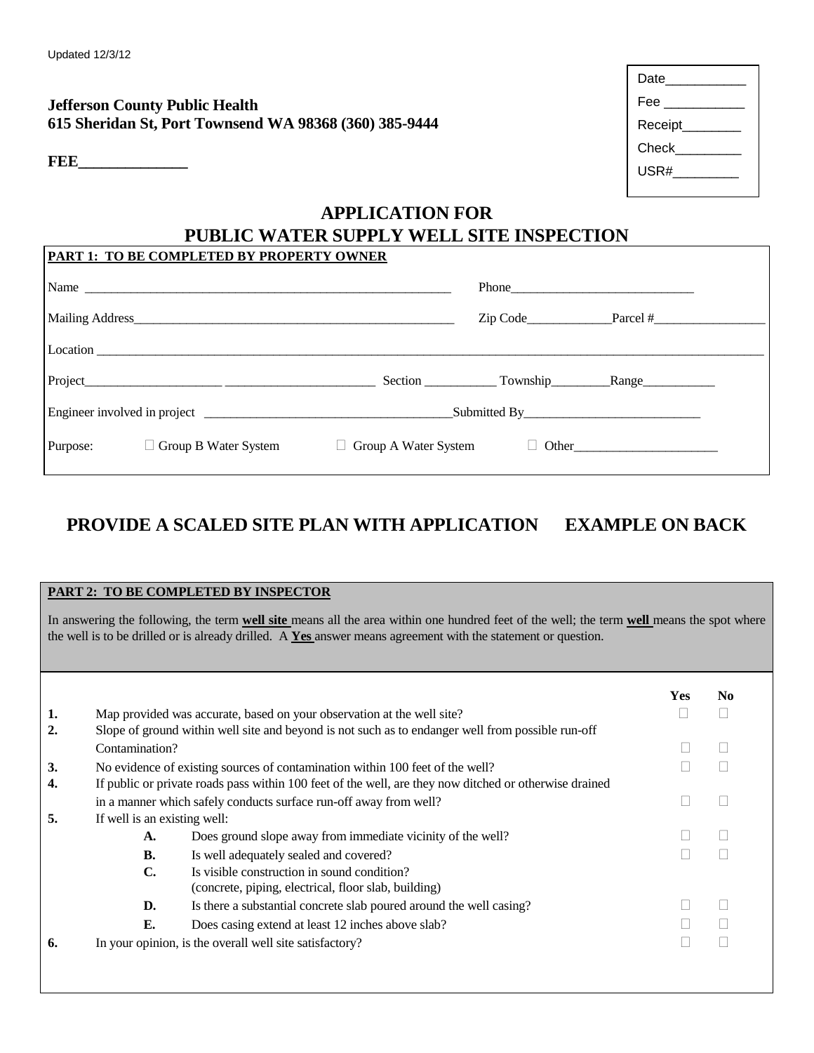Updated 12/3/12

| |
|---|
| Date___________ |
| Fee ___________ |
| Receipt________ |
| Check_________ |
| USR#_________ |

**Jefferson County Public Health**
**615 Sheridan St, Port Townsend WA 98368 (360) 385-9444**

**FEE______________**

# APPLICATION FOR
# PUBLIC WATER SUPPLY WELL SITE INSPECTION

**PART 1: TO BE COMPLETED BY PROPERTY OWNER**

Name ____________________________________________________________ Phone____________________________

Mailing Address____________________________________________________ Zip Code_____________Parcel #_________________

Location ____________________________________________________________________________________________________

Project_____________________ _______________________ Section ___________ Township_________Range___________

Engineer involved in project ______________________________________Submitted By___________________________

Purpose: ☐ Group B Water System ☐ Group A Water System ☐ Other______________________

## PROVIDE A SCALED SITE PLAN WITH APPLICATION EXAMPLE ON BACK

**PART 2: TO BE COMPLETED BY INSPECTOR**

In answering the following, the term **well site** means all the area within one hundred feet of the well; the term **well** means the spot where the well is to be drilled or is already drilled. A **Yes** answer means agreement with the statement or question.

| | | | Yes | No |
|---|---|---|---|---|
| **1.** | Map provided was accurate, based on your observation at the well site? | | ☐ | ☐ |
| **2.** | Slope of ground within well site and beyond is not such as to endanger well from possible run-off Contamination? | | ☐ | ☐ |
| **3.** | No evidence of existing sources of contamination within 100 feet of the well? | | ☐ | ☐ |
| **4.** | If public or private roads pass within 100 feet of the well, are they now ditched or otherwise drained in a manner which safely conducts surface run-off away from well? | | ☐ | ☐ |
| **5.** | If well is an existing well: | | | |
| | **A.** | Does ground slope away from immediate vicinity of the well? | ☐ | ☐ |
| | **B.** | Is well adequately sealed and covered? | ☐ | ☐ |
| | **C.** | Is visible construction in sound condition? (concrete, piping, electrical, floor slab, building) | | |
| | **D.** | Is there a substantial concrete slab poured around the well casing? | ☐ | ☐ |
| | **E.** | Does casing extend at least 12 inches above slab? | ☐ | ☐ |
| **6.** | In your opinion, is the overall well site satisfactory? | | ☐ | ☐ |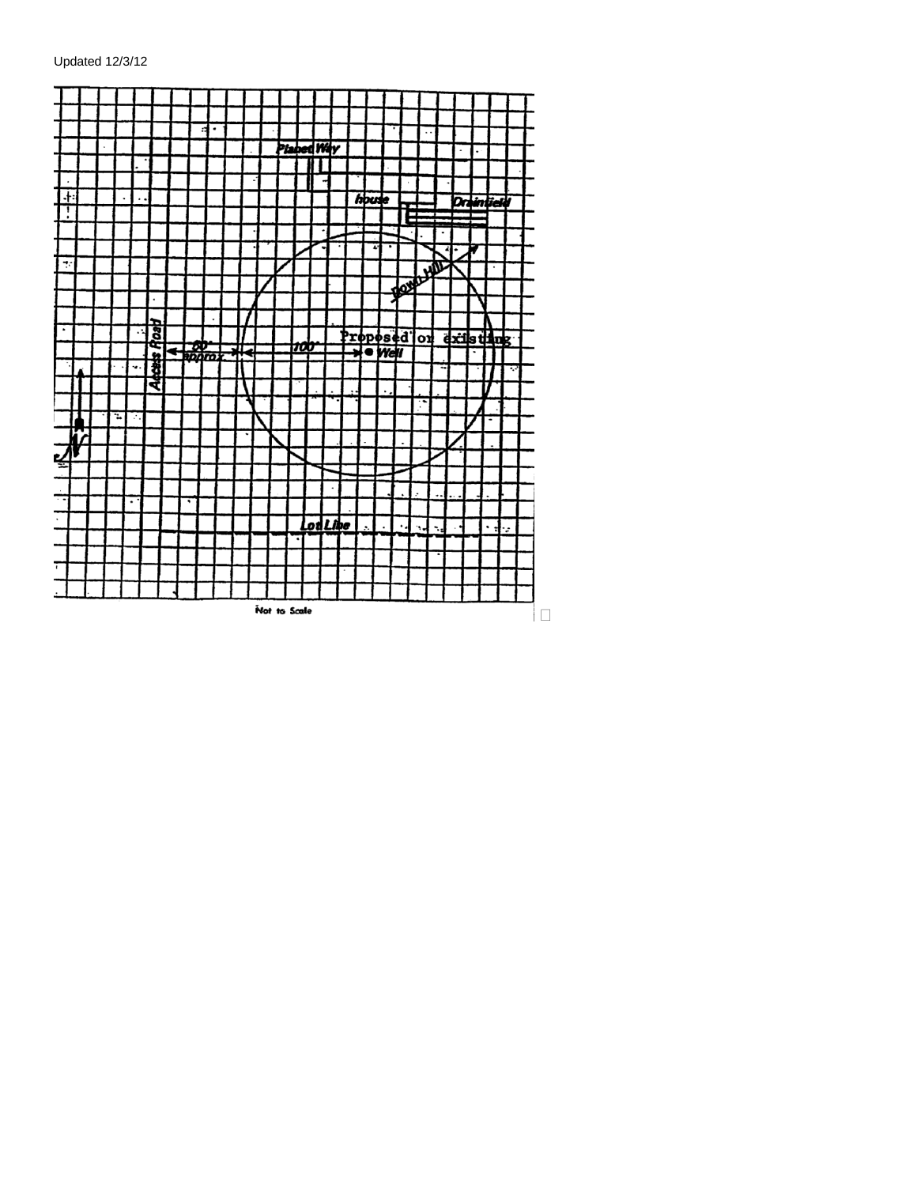Updated 12/3/12

Planet Way

house

Drainfield

Down Hill

Access Road

80' approx

100'

Proposed or existing

Well

N

Lot Line

Not to Scale